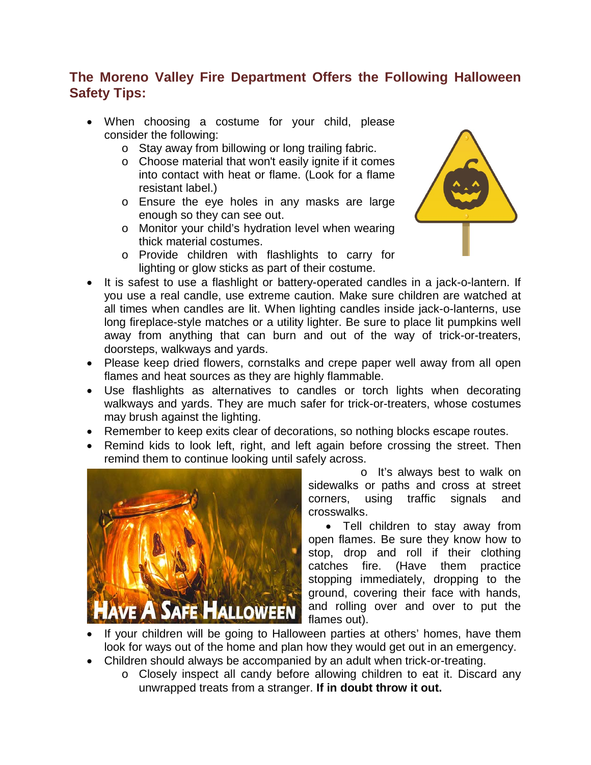## The Moreno Valley Fire Department Offers the Following Halloween Safety Tips:

- When choosing a costume for your child, please consider the following:
  - Stay away from billowing or long trailing fabric.
  - Choose material that won't easily ignite if it comes into contact with heat or flame. (Look for a flame resistant label.)
  - Ensure the eye holes in any masks are large enough so they can see out.
  - Monitor your child's hydration level when wearing thick material costumes.
  - Provide children with flashlights to carry for lighting or glow sticks as part of their costume.
- It is safest to use a flashlight or battery-operated candles in a jack-o-lantern. If you use a real candle, use extreme caution. Make sure children are watched at all times when candles are lit. When lighting candles inside jack-o-lanterns, use long fireplace-style matches or a utility lighter. Be sure to place lit pumpkins well away from anything that can burn and out of the way of trick-or-treaters, doorsteps, walkways and yards.
- Please keep dried flowers, cornstalks and crepe paper well away from all open flames and heat sources as they are highly flammable.
- Use flashlights as alternatives to candles or torch lights when decorating walkways and yards. They are much safer for trick-or-treaters, whose costumes may brush against the lighting.
- Remember to keep exits clear of decorations, so nothing blocks escape routes.
- Remind kids to look left, right, and left again before crossing the street. Then remind them to continue looking until safely across.
  - It's always best to walk on sidewalks or paths and cross at street corners, using traffic signals and crosswalks.
- Tell children to stay away from open flames. Be sure they know how to stop, drop and roll if their clothing catches fire. (Have them practice stopping immediately, dropping to the ground, covering their face with hands, and rolling over and over to put the flames out).
- If your children will be going to Halloween parties at others' homes, have them look for ways out of the home and plan how they would get out in an emergency.
- Children should always be accompanied by an adult when trick-or-treating.
  - Closely inspect all candy before allowing children to eat it. Discard any unwrapped treats from a stranger. **If in doubt throw it out.**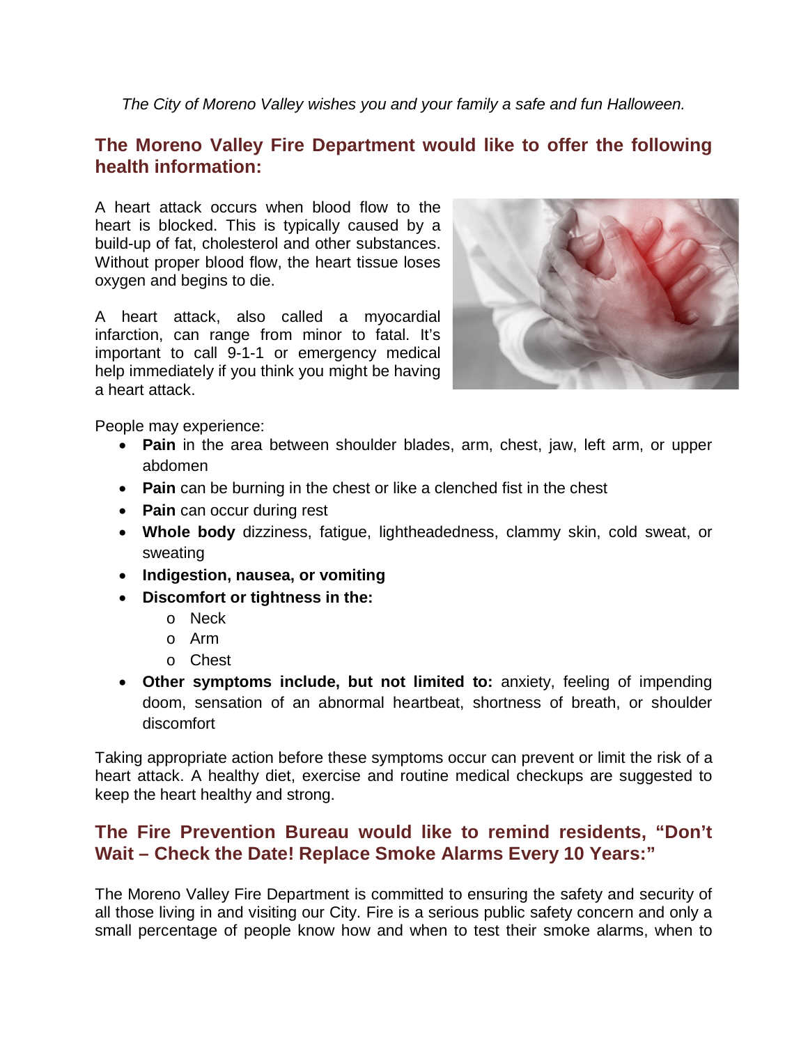*The City of Moreno Valley wishes you and your family a safe and fun Halloween.*

## The Moreno Valley Fire Department would like to offer the following health information:

A heart attack occurs when blood flow to the heart is blocked. This is typically caused by a build-up of fat, cholesterol and other substances. Without proper blood flow, the heart tissue loses oxygen and begins to die.

A heart attack, also called a myocardial infarction, can range from minor to fatal. It's important to call 9-1-1 or emergency medical help immediately if you think you might be having a heart attack.

People may experience:

- **Pain** in the area between shoulder blades, arm, chest, jaw, left arm, or upper abdomen
- **Pain** can be burning in the chest or like a clenched fist in the chest
- **Pain** can occur during rest
- **Whole body** dizziness, fatigue, lightheadedness, clammy skin, cold sweat, or sweating
- **Indigestion, nausea, or vomiting**
- **Discomfort or tightness in the:**
  - Neck
  - Arm
  - Chest
- **Other symptoms include, but not limited to:** anxiety, feeling of impending doom, sensation of an abnormal heartbeat, shortness of breath, or shoulder discomfort

Taking appropriate action before these symptoms occur can prevent or limit the risk of a heart attack. A healthy diet, exercise and routine medical checkups are suggested to keep the heart healthy and strong.

## The Fire Prevention Bureau would like to remind residents, "Don't Wait – Check the Date! Replace Smoke Alarms Every 10 Years:"

The Moreno Valley Fire Department is committed to ensuring the safety and security of all those living in and visiting our City. Fire is a serious public safety concern and only a small percentage of people know how and when to test their smoke alarms, when to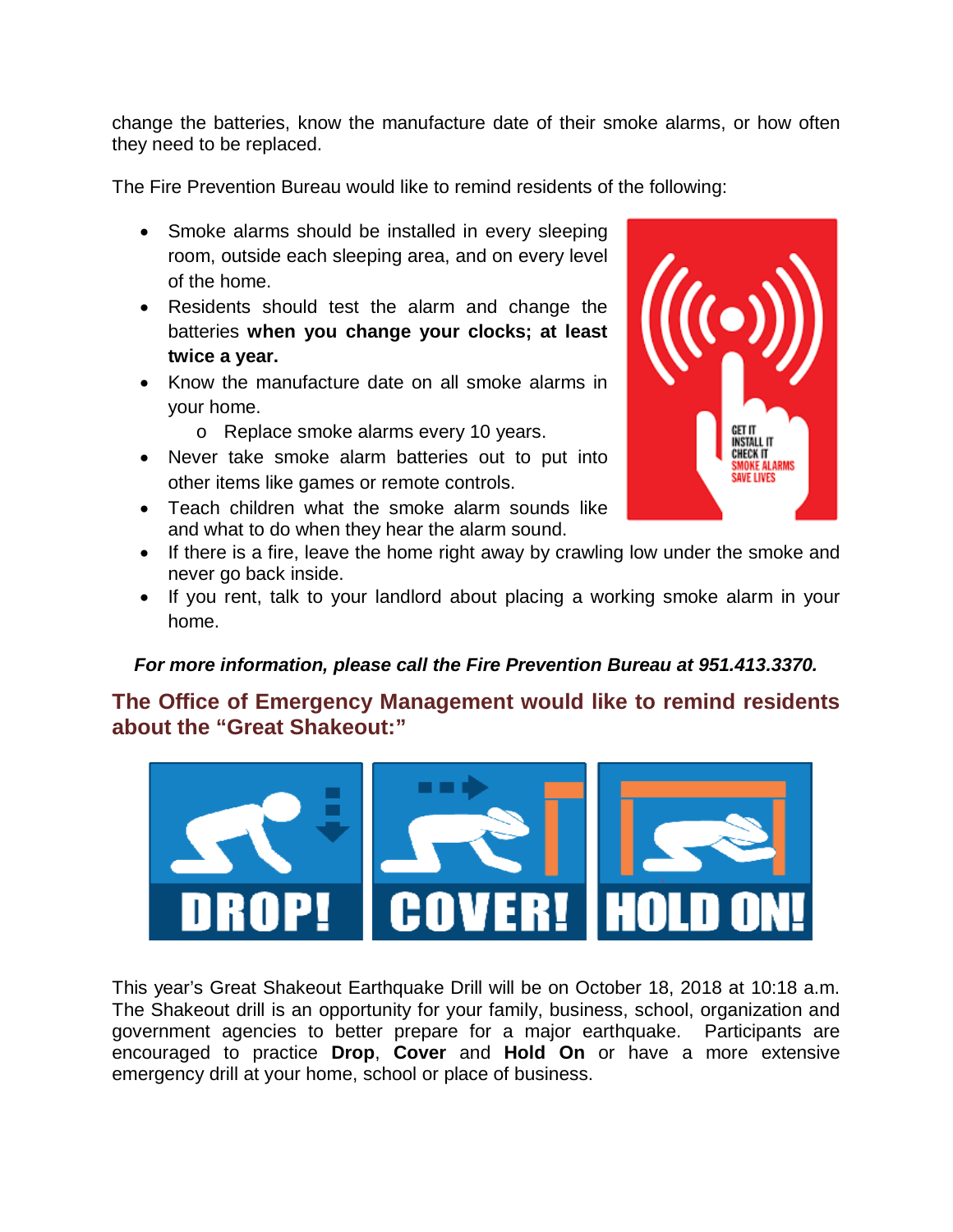change the batteries, know the manufacture date of their smoke alarms, or how often they need to be replaced.

The Fire Prevention Bureau would like to remind residents of the following:

- Smoke alarms should be installed in every sleeping room, outside each sleeping area, and on every level of the home.
- Residents should test the alarm and change the batteries **when you change your clocks; at least twice a year.**
- Know the manufacture date on all smoke alarms in your home.
    - Replace smoke alarms every 10 years.
- Never take smoke alarm batteries out to put into other items like games or remote controls.
- Teach children what the smoke alarm sounds like and what to do when they hear the alarm sound.
- If there is a fire, leave the home right away by crawling low under the smoke and never go back inside.
- If you rent, talk to your landlord about placing a working smoke alarm in your home.

***For more information, please call the Fire Prevention Bureau at 951.413.3370.***

## The Office of Emergency Management would like to remind residents about the "Great Shakeout:"

This year's Great Shakeout Earthquake Drill will be on October 18, 2018 at 10:18 a.m. The Shakeout drill is an opportunity for your family, business, school, organization and government agencies to better prepare for a major earthquake. Participants are encouraged to practice **Drop**, **Cover** and **Hold On** or have a more extensive emergency drill at your home, school or place of business.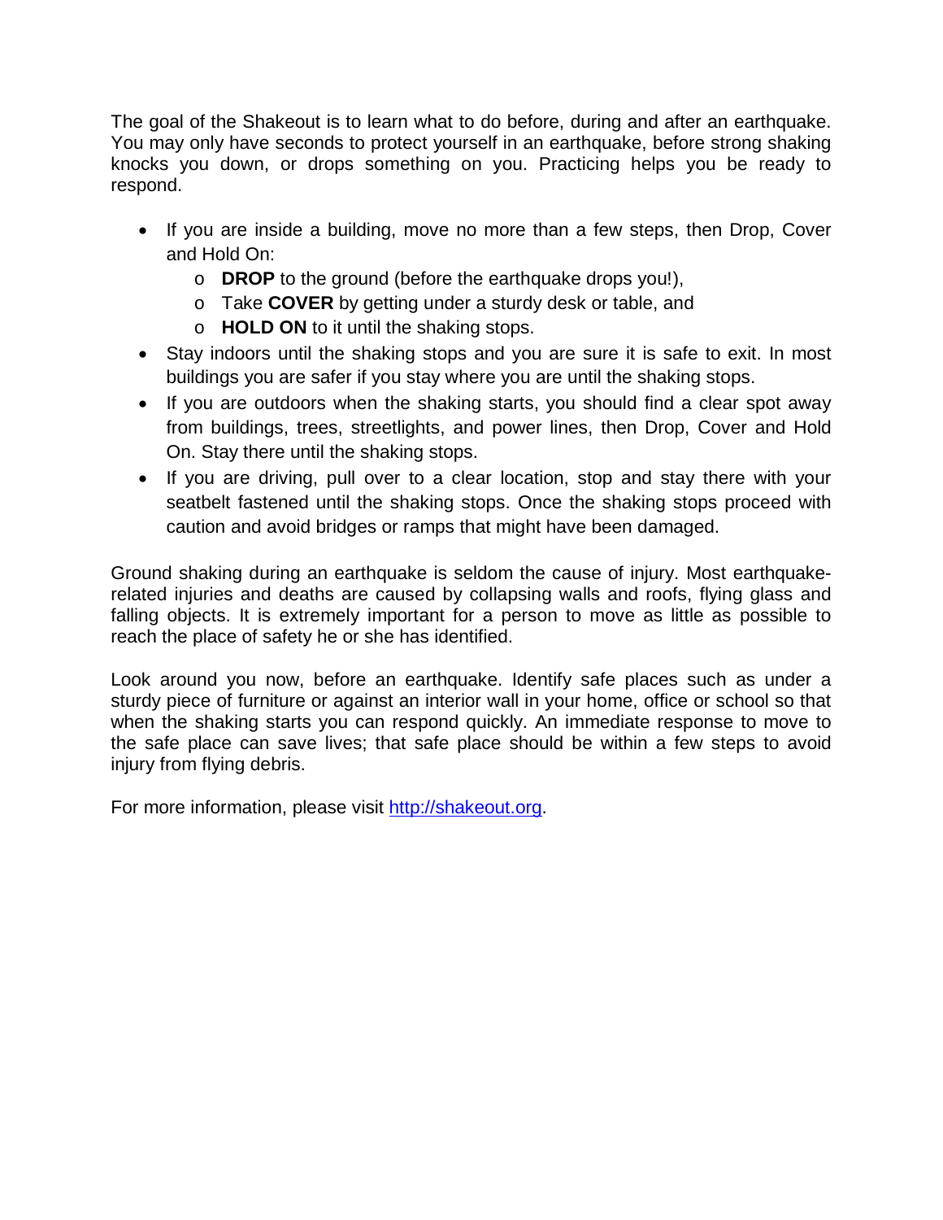The goal of the Shakeout is to learn what to do before, during and after an earthquake. You may only have seconds to protect yourself in an earthquake, before strong shaking knocks you down, or drops something on you. Practicing helps you be ready to respond.

- If you are inside a building, move no more than a few steps, then Drop, Cover and Hold On:
  - **DROP** to the ground (before the earthquake drops you!),
  - Take **COVER** by getting under a sturdy desk or table, and
  - **HOLD ON** to it until the shaking stops.
- Stay indoors until the shaking stops and you are sure it is safe to exit. In most buildings you are safer if you stay where you are until the shaking stops.
- If you are outdoors when the shaking starts, you should find a clear spot away from buildings, trees, streetlights, and power lines, then Drop, Cover and Hold On. Stay there until the shaking stops.
- If you are driving, pull over to a clear location, stop and stay there with your seatbelt fastened until the shaking stops. Once the shaking stops proceed with caution and avoid bridges or ramps that might have been damaged.

Ground shaking during an earthquake is seldom the cause of injury. Most earthquake-related injuries and deaths are caused by collapsing walls and roofs, flying glass and falling objects. It is extremely important for a person to move as little as possible to reach the place of safety he or she has identified.

Look around you now, before an earthquake. Identify safe places such as under a sturdy piece of furniture or against an interior wall in your home, office or school so that when the shaking starts you can respond quickly. An immediate response to move to the safe place can save lives; that safe place should be within a few steps to avoid injury from flying debris.

For more information, please visit [http://shakeout.org](http://shakeout.org).